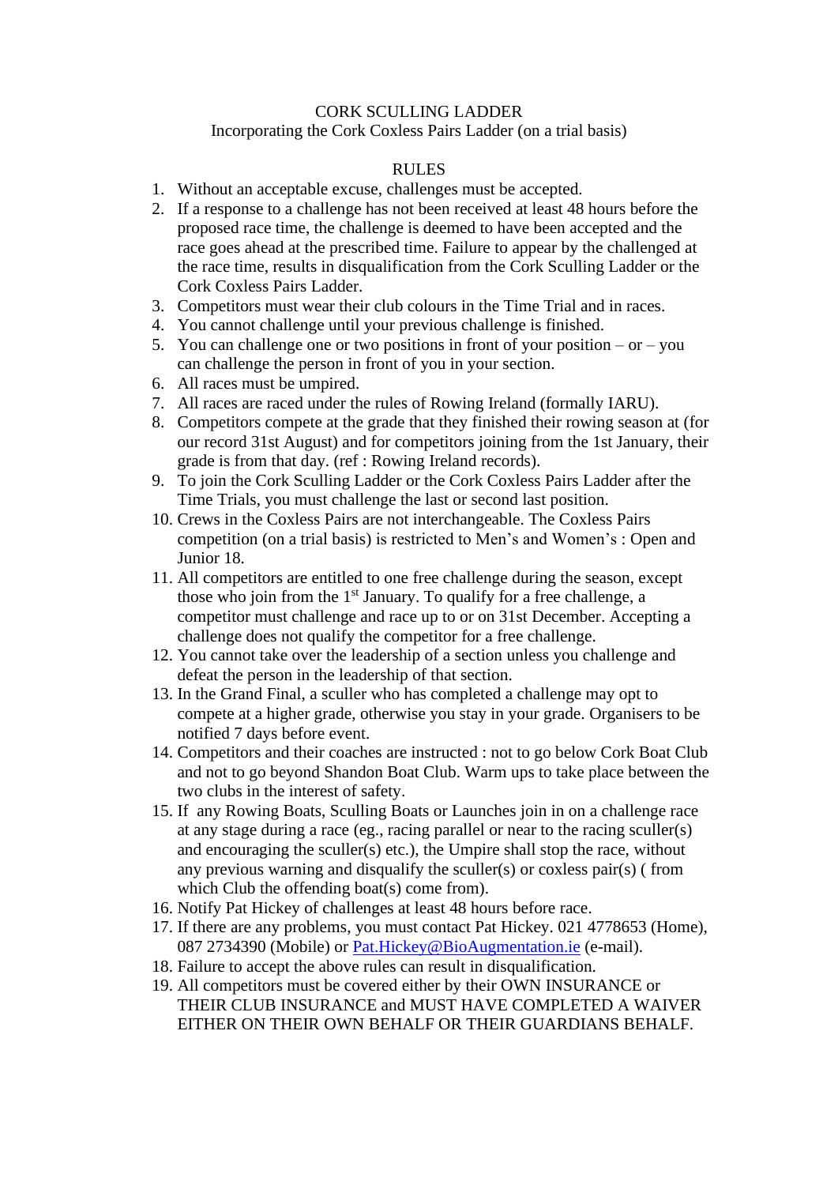# CORK SCULLING LADDER

Incorporating the Cork Coxless Pairs Ladder (on a trial basis)

## RULES

1. Without an acceptable excuse, challenges must be accepted.
2. If a response to a challenge has not been received at least 48 hours before the proposed race time, the challenge is deemed to have been accepted and the race goes ahead at the prescribed time. Failure to appear by the challenged at the race time, results in disqualification from the Cork Sculling Ladder or the Cork Coxless Pairs Ladder.
3. Competitors must wear their club colours in the Time Trial and in races.
4. You cannot challenge until your previous challenge is finished.
5. You can challenge one or two positions in front of your position – or – you can challenge the person in front of you in your section.
6. All races must be umpired.
7. All races are raced under the rules of Rowing Ireland (formally IARU).
8. Competitors compete at the grade that they finished their rowing season at (for our record 31st August) and for competitors joining from the 1st January, their grade is from that day. (ref : Rowing Ireland records).
9. To join the Cork Sculling Ladder or the Cork Coxless Pairs Ladder after the Time Trials, you must challenge the last or second last position.
10. Crews in the Coxless Pairs are not interchangeable. The Coxless Pairs competition (on a trial basis) is restricted to Men's and Women's : Open and Junior 18.
11. All competitors are entitled to one free challenge during the season, except those who join from the 1st January. To qualify for a free challenge, a competitor must challenge and race up to or on 31st December. Accepting a challenge does not qualify the competitor for a free challenge.
12. You cannot take over the leadership of a section unless you challenge and defeat the person in the leadership of that section.
13. In the Grand Final, a sculler who has completed a challenge may opt to compete at a higher grade, otherwise you stay in your grade. Organisers to be notified 7 days before event.
14. Competitors and their coaches are instructed : not to go below Cork Boat Club and not to go beyond Shandon Boat Club. Warm ups to take place between the two clubs in the interest of safety.
15. If any Rowing Boats, Sculling Boats or Launches join in on a challenge race at any stage during a race (eg., racing parallel or near to the racing sculler(s) and encouraging the sculler(s) etc.), the Umpire shall stop the race, without any previous warning and disqualify the sculler(s) or coxless pair(s) ( from which Club the offending boat(s) come from).
16. Notify Pat Hickey of challenges at least 48 hours before race.
17. If there are any problems, you must contact Pat Hickey. 021 4778653 (Home), 087 2734390 (Mobile) or Pat.Hickey@BioAugmentation.ie (e-mail).
18. Failure to accept the above rules can result in disqualification.
19. All competitors must be covered either by their OWN INSURANCE or THEIR CLUB INSURANCE and MUST HAVE COMPLETED A WAIVER EITHER ON THEIR OWN BEHALF OR THEIR GUARDIANS BEHALF.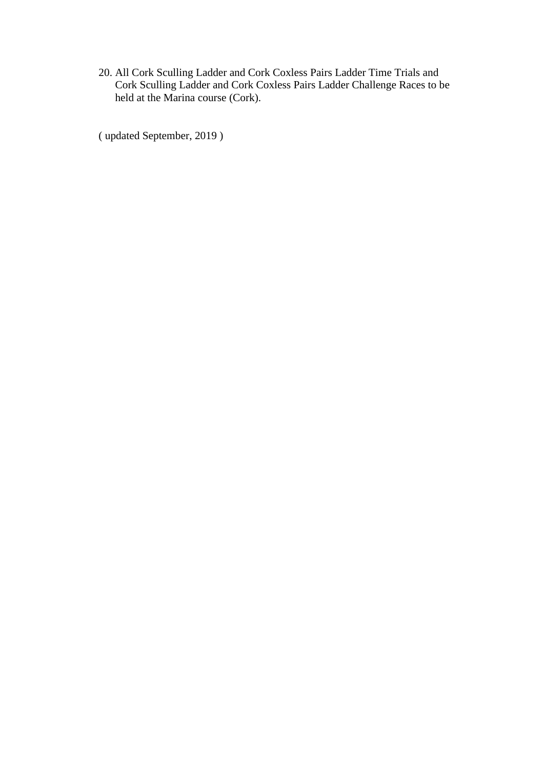20. All Cork Sculling Ladder and Cork Coxless Pairs Ladder Time Trials and Cork Sculling Ladder and Cork Coxless Pairs Ladder Challenge Races to be held at the Marina course (Cork).

( updated September, 2019 )